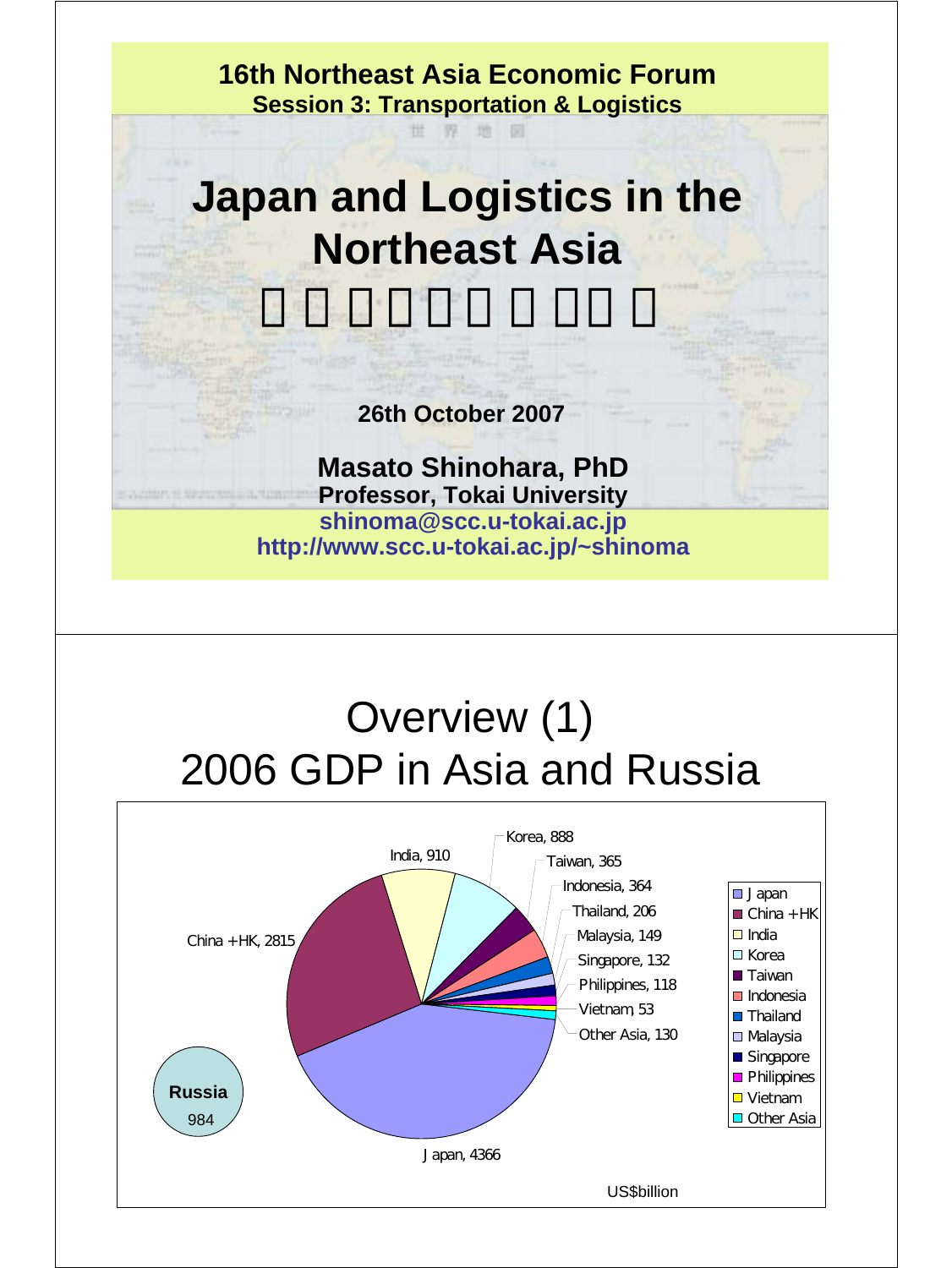**16th Northeast Asia Economic Forum**
**Session 3: Transportation & Logistics**

# Japan and Logistics in the Northeast Asia

□□□□□□□□□□□

**26th October 2007**

**Masato Shinohara, PhD**
**Professor, Tokai University**
**shinoma@scc.u-tokai.ac.jp**
**http://www.scc.u-tokai.ac.jp/~shinoma**

# Overview (1)
# 2006 GDP in Asia and Russia

| Country | GDP (US$billion) |
|---|---|
| Japan | 4366 |
| China +HK | 2815 |
| India | 910 |
| Korea | 888 |
| Taiwan | 365 |
| Indonesia | 364 |
| Thailand | 206 |
| Malaysia | 149 |
| Singapore | 132 |
| Philippines | 118 |
| Vietnam | 53 |
| Other Asia | 130 |
| Russia | 984 |

US$billion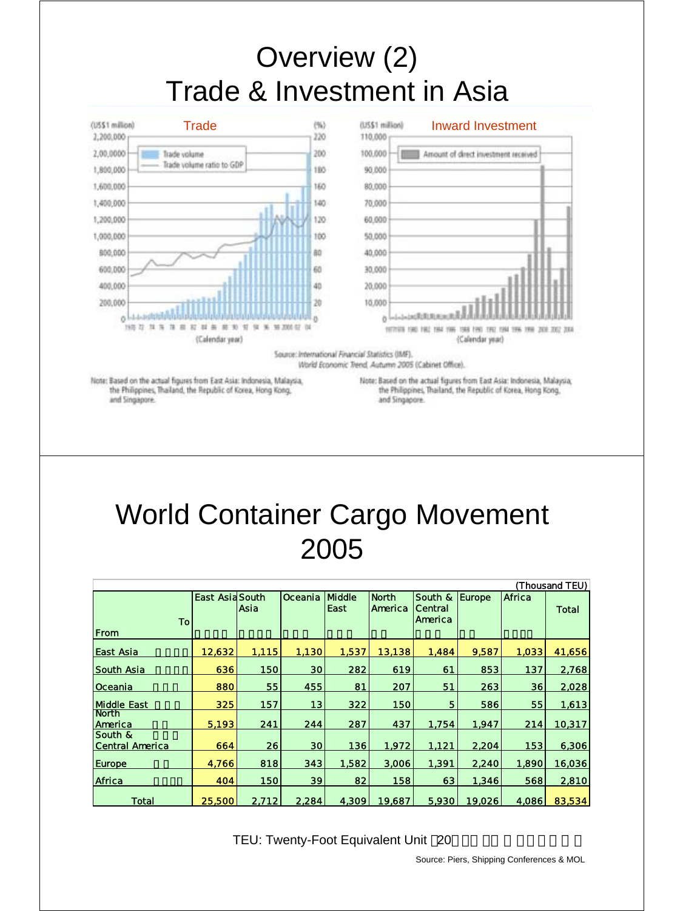# Overview (2)
# Trade & Investment in Asia

Trade

(US$1 million) (%)

Trade volume
Trade volume ratio to GDP

(Calendar year)

Inward Investment

(US$1 million)

Amount of direct investment received

(Calendar year)

Source: International Financial Statistics (IMF).
World Economic Trend, Autumn 2005 (Cabinet Office).

Note: Based on the actual figures from East Asia: Indonesia, Malaysia, the Philippines, Thailand, the Republic of Korea, Hong Kong, and Singapore.

Note: Based on the actual figures from East Asia: Indonesia, Malaysia, the Philippines, Thailand, the Republic of Korea, Hong Kong, and Singapore.

# World Container Cargo Movement 2005

(Thousand TEU)

| From \ To | East Asia | South Asia | Oceania | Middle East | North America | South & Central America | Europe | Africa | Total |
|---|---|---|---|---|---|---|---|---|---|
| East Asia | 12,632 | 1,115 | 1,130 | 1,537 | 13,138 | 1,484 | 9,587 | 1,033 | 41,656 |
| South Asia | 636 | 150 | 30 | 282 | 619 | 61 | 853 | 137 | 2,768 |
| Oceania | 880 | 55 | 455 | 81 | 207 | 51 | 263 | 36 | 2,028 |
| Middle East | 325 | 157 | 13 | 322 | 150 | 5 | 586 | 55 | 1,613 |
| North America | 5,193 | 241 | 244 | 287 | 437 | 1,754 | 1,947 | 214 | 10,317 |
| South & Central America | 664 | 26 | 30 | 136 | 1,972 | 1,121 | 2,204 | 153 | 6,306 |
| Europe | 4,766 | 818 | 343 | 1,582 | 3,006 | 1,391 | 2,240 | 1,890 | 16,036 |
| Africa | 404 | 150 | 39 | 82 | 158 | 63 | 1,346 | 568 | 2,810 |
| Total | 25,500 | 2,712 | 2,284 | 4,309 | 19,687 | 5,930 | 19,026 | 4,086 | 83,534 |

TEU: Twenty-Foot Equivalent Unit（20

Source: Piers, Shipping Conferences & MOL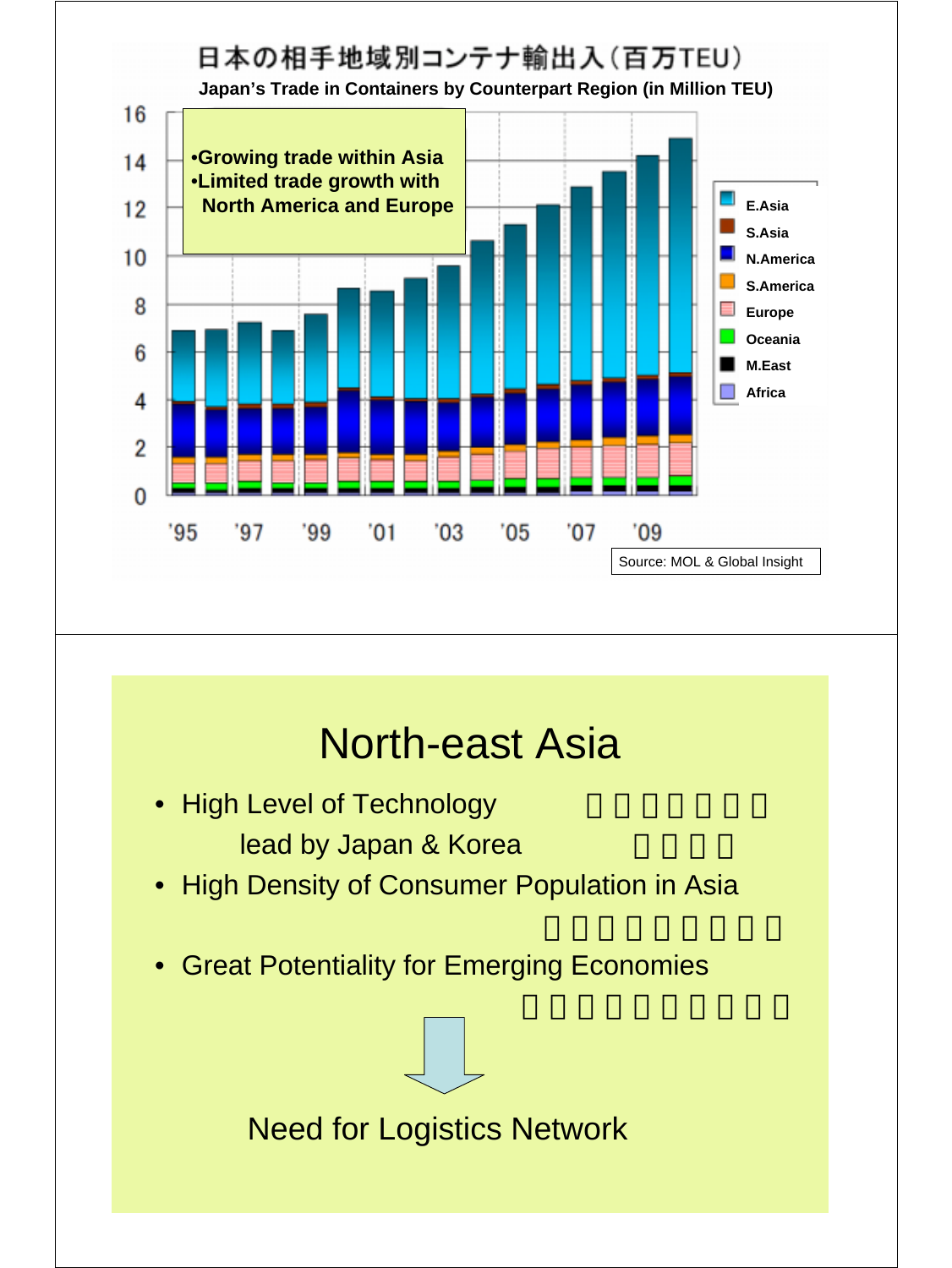## 日本の相手地域別コンテナ輸出入（百万TEU）

**Japan's Trade in Containers by Counterpart Region (in Million TEU)**

- **Growing trade within Asia**
- **Limited trade growth with North America and Europe**

Legend: E.Asia, S.Asia, N.America, S.America, Europe, Oceania, M.East, Africa

Source: MOL & Global Insight

# North-east Asia

- High Level of Technology lead by Japan & Korea
- High Density of Consumer Population in Asia
- Great Potentiality for Emerging Economies

Need for Logistics Network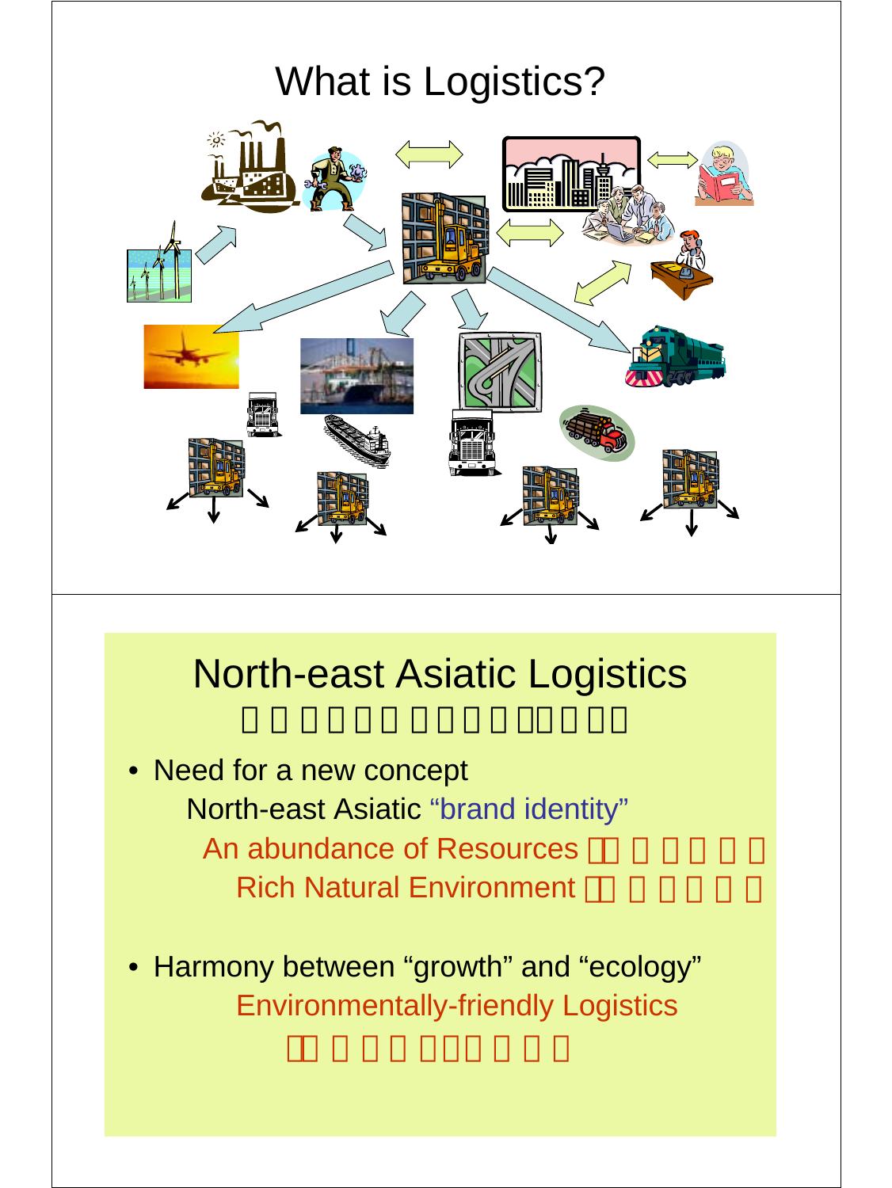# What is Logistics?

# North-east Asiatic Logistics

- Need for a new concept
  - North-east Asiatic "brand identity"
    - An abundance of Resources
    - Rich Natural Environment
- Harmony between "growth" and "ecology"
  - Environmentally-friendly Logistics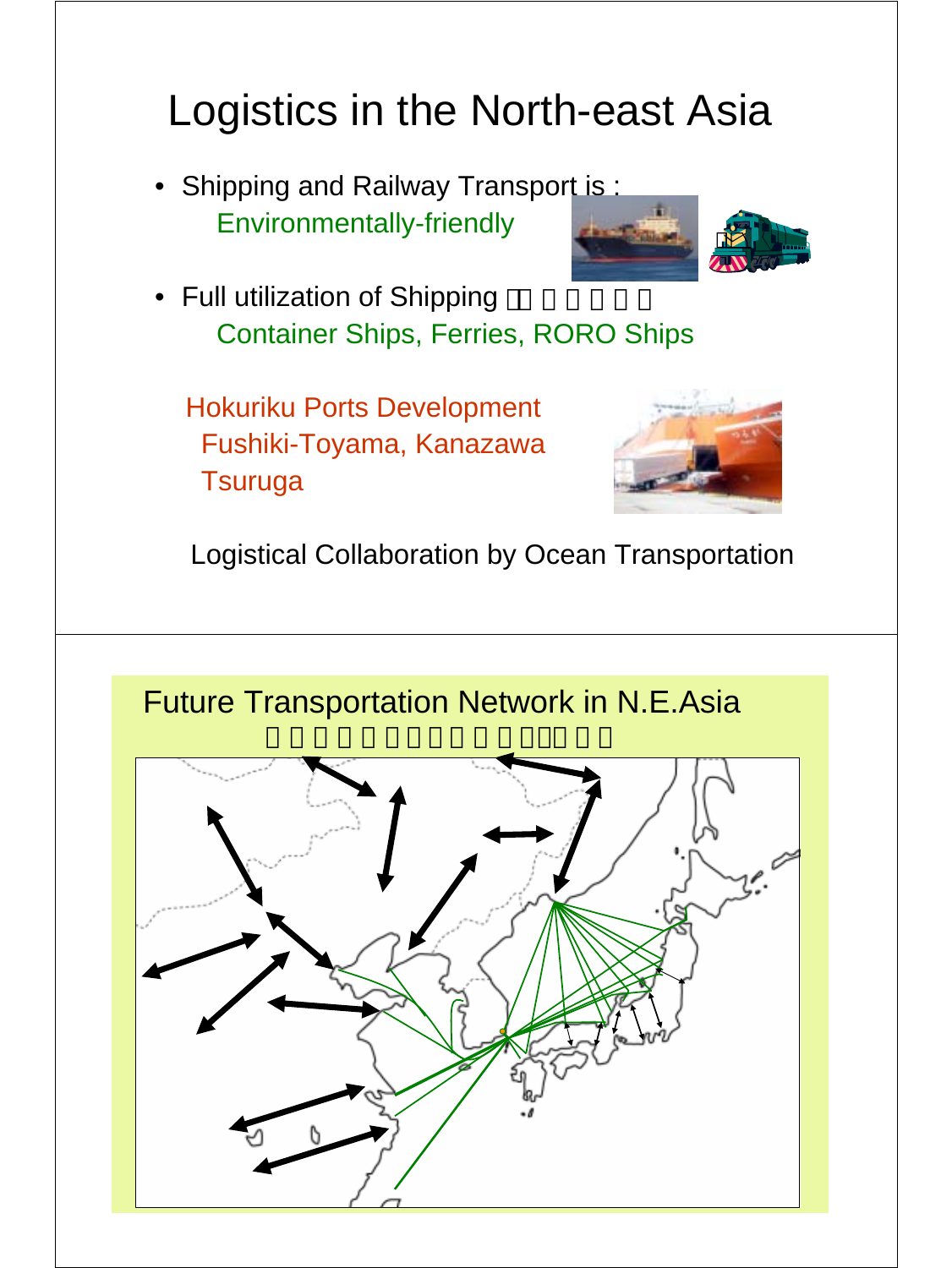# Logistics in the North-east Asia

- Shipping and Railway Transport is :
  Environmentally-friendly
- Full utilization of Shipping
  Container Ships, Ferries, RORO Ships

Hokuriku Ports Development
Fushiki-Toyama, Kanazawa
Tsuruga

Logistical Collaboration by Ocean Transportation

## Future Transportation Network in N.E.Asia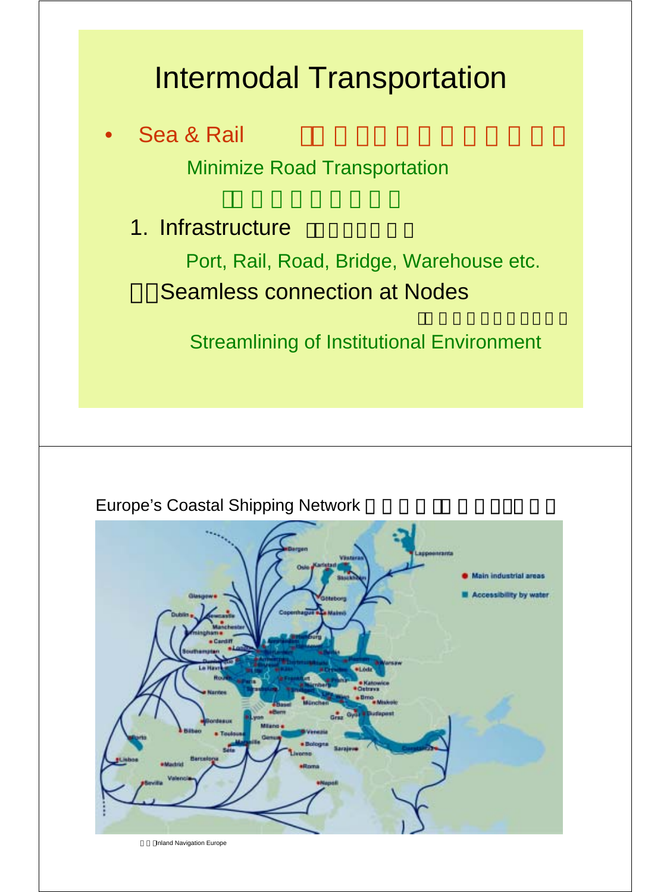# Intermodal Transportation

- Sea & Rail

  Minimize Road Transportation

  1. Infrastructure

     Port, Rail, Road, Bridge, Warehouse etc.

  Seamless connection at Nodes

     Streamlining of Institutional Environment

Europe's Coastal Shipping Network

Inland Navigation Europe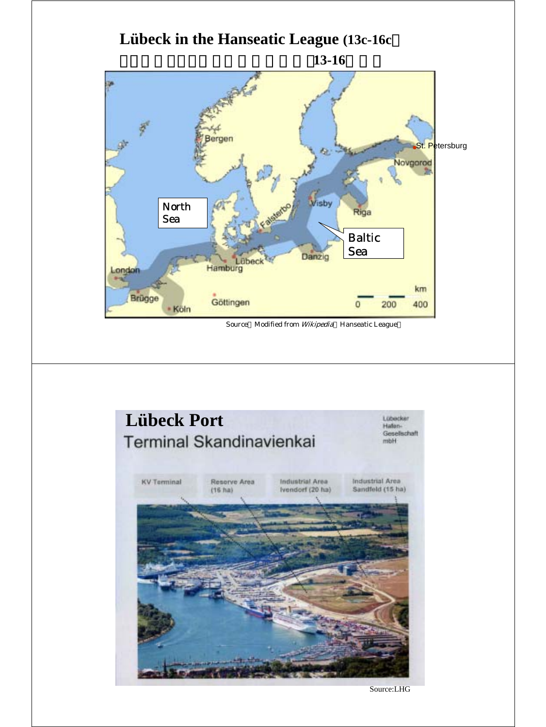## Lübeck in the Hanseatic League (13c-16c)

13-16

North Sea

Baltic Sea

Bergen
St. Petersburg
Novgorod
Visby
Riga
Falsterbo
Danzig
Lübeck
Hamburg
London
Brügge
Köln
Göttingen

km
0 200 400

Source：Modified from *Wikipedia*（Hanseatic League）

## Lübeck Port

Terminal Skandinavienkai

Lübecker Hafen-Gesellschaft mbH

KV Terminal

Reserve Area (16 ha)

Industrial Area Ivendorf (20 ha)

Industrial Area Sandfeld (15 ha)

Source:LHG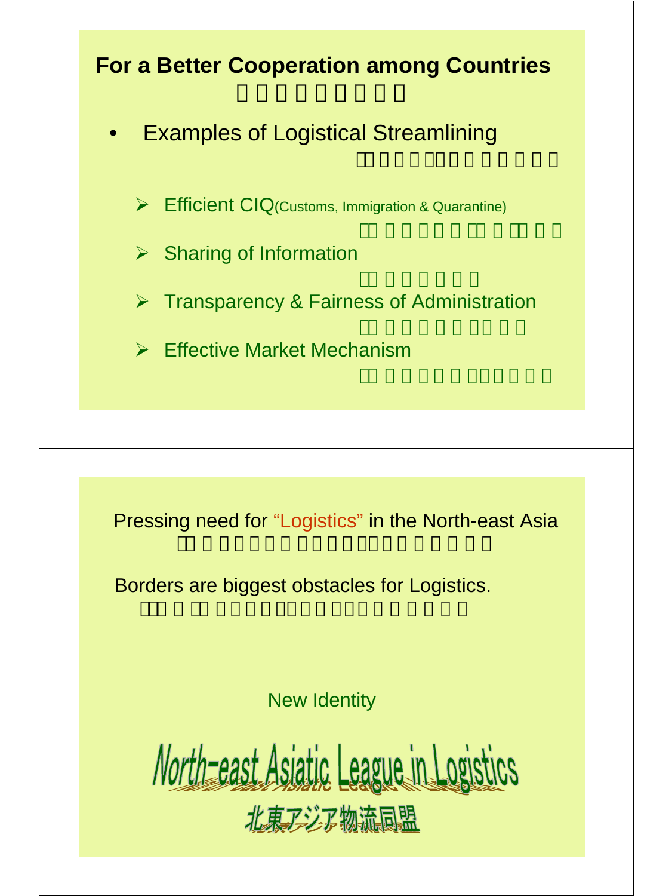## For a Better Cooperation among Countries

- Examples of Logistical Streamlining
  - Efficient CIQ(Customs, Immigration & Quarantine)
  - Sharing of Information
  - Transparency & Fairness of Administration
  - Effective Market Mechanism

Pressing need for "Logistics" in the North-east Asia

Borders are biggest obstacles for Logistics.

New Identity

North-east Asiatic League in Logistics

北東アジア物流同盟